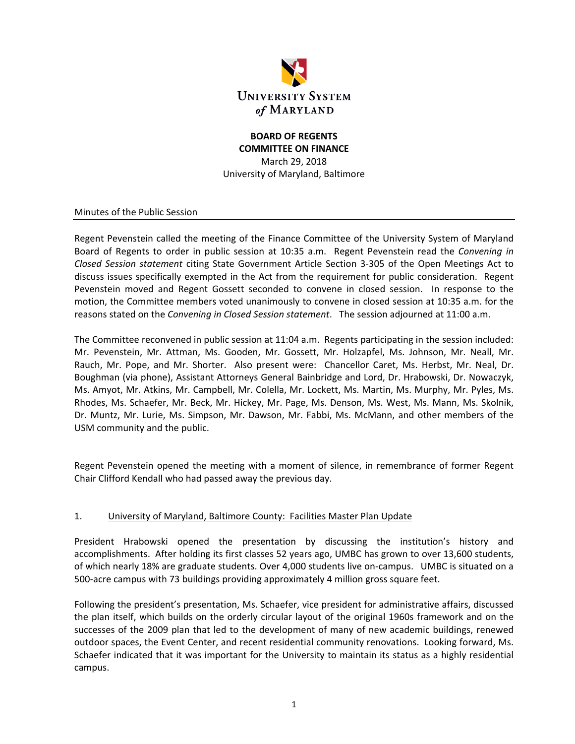**UNIVERSITY SYSTEM of MARYLAND**

**BOARD OF REGENTS**
**COMMITTEE ON FINANCE**
March 29, 2018
University of Maryland, Baltimore

Minutes of the Public Session

---

Regent Pevenstein called the meeting of the Finance Committee of the University System of Maryland Board of Regents to order in public session at 10:35 a.m. Regent Pevenstein read the *Convening in Closed Session statement* citing State Government Article Section 3-305 of the Open Meetings Act to discuss issues specifically exempted in the Act from the requirement for public consideration. Regent Pevenstein moved and Regent Gossett seconded to convene in closed session. In response to the motion, the Committee members voted unanimously to convene in closed session at 10:35 a.m. for the reasons stated on the *Convening in Closed Session statement*. The session adjourned at 11:00 a.m.

The Committee reconvened in public session at 11:04 a.m. Regents participating in the session included: Mr. Pevenstein, Mr. Attman, Ms. Gooden, Mr. Gossett, Mr. Holzapfel, Ms. Johnson, Mr. Neall, Mr. Rauch, Mr. Pope, and Mr. Shorter. Also present were: Chancellor Caret, Ms. Herbst, Mr. Neal, Dr. Boughman (via phone), Assistant Attorneys General Bainbridge and Lord, Dr. Hrabowski, Dr. Nowaczyk, Ms. Amyot, Mr. Atkins, Mr. Campbell, Mr. Colella, Mr. Lockett, Ms. Martin, Ms. Murphy, Mr. Pyles, Ms. Rhodes, Ms. Schaefer, Mr. Beck, Mr. Hickey, Mr. Page, Ms. Denson, Ms. West, Ms. Mann, Ms. Skolnik, Dr. Muntz, Mr. Lurie, Ms. Simpson, Mr. Dawson, Mr. Fabbi, Ms. McMann, and other members of the USM community and the public.

Regent Pevenstein opened the meeting with a moment of silence, in remembrance of former Regent Chair Clifford Kendall who had passed away the previous day.

1. <u>University of Maryland, Baltimore County: Facilities Master Plan Update</u>

President Hrabowski opened the presentation by discussing the institution's history and accomplishments. After holding its first classes 52 years ago, UMBC has grown to over 13,600 students, of which nearly 18% are graduate students. Over 4,000 students live on-campus. UMBC is situated on a 500-acre campus with 73 buildings providing approximately 4 million gross square feet.

Following the president's presentation, Ms. Schaefer, vice president for administrative affairs, discussed the plan itself, which builds on the orderly circular layout of the original 1960s framework and on the successes of the 2009 plan that led to the development of many of new academic buildings, renewed outdoor spaces, the Event Center, and recent residential community renovations. Looking forward, Ms. Schaefer indicated that it was important for the University to maintain its status as a highly residential campus.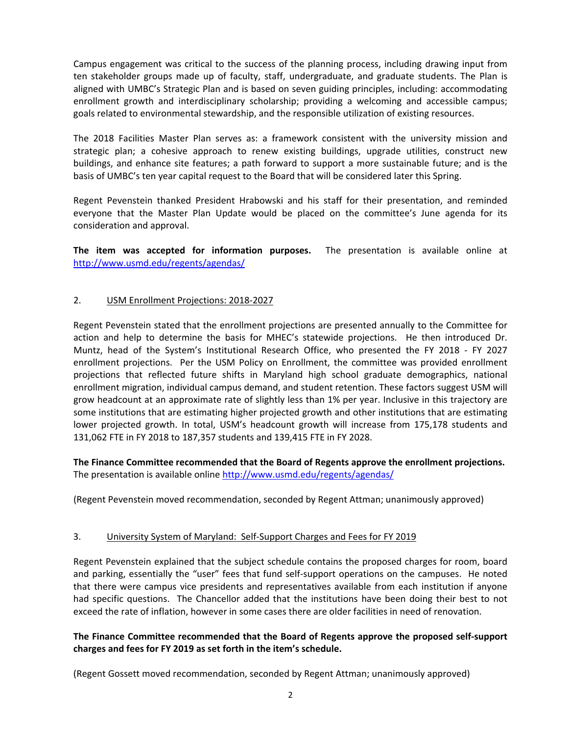Campus engagement was critical to the success of the planning process, including drawing input from ten stakeholder groups made up of faculty, staff, undergraduate, and graduate students. The Plan is aligned with UMBC's Strategic Plan and is based on seven guiding principles, including: accommodating enrollment growth and interdisciplinary scholarship; providing a welcoming and accessible campus; goals related to environmental stewardship, and the responsible utilization of existing resources.

The 2018 Facilities Master Plan serves as: a framework consistent with the university mission and strategic plan; a cohesive approach to renew existing buildings, upgrade utilities, construct new buildings, and enhance site features; a path forward to support a more sustainable future; and is the basis of UMBC's ten year capital request to the Board that will be considered later this Spring.

Regent Pevenstein thanked President Hrabowski and his staff for their presentation, and reminded everyone that the Master Plan Update would be placed on the committee's June agenda for its consideration and approval.

**The item was accepted for information purposes.** The presentation is available online at http://www.usmd.edu/regents/agendas/

2. USM Enrollment Projections: 2018-2027

Regent Pevenstein stated that the enrollment projections are presented annually to the Committee for action and help to determine the basis for MHEC's statewide projections. He then introduced Dr. Muntz, head of the System's Institutional Research Office, who presented the FY 2018 - FY 2027 enrollment projections. Per the USM Policy on Enrollment, the committee was provided enrollment projections that reflected future shifts in Maryland high school graduate demographics, national enrollment migration, individual campus demand, and student retention. These factors suggest USM will grow headcount at an approximate rate of slightly less than 1% per year. Inclusive in this trajectory are some institutions that are estimating higher projected growth and other institutions that are estimating lower projected growth. In total, USM's headcount growth will increase from 175,178 students and 131,062 FTE in FY 2018 to 187,357 students and 139,415 FTE in FY 2028.

**The Finance Committee recommended that the Board of Regents approve the enrollment projections.** The presentation is available online http://www.usmd.edu/regents/agendas/

(Regent Pevenstein moved recommendation, seconded by Regent Attman; unanimously approved)

3. University System of Maryland: Self-Support Charges and Fees for FY 2019

Regent Pevenstein explained that the subject schedule contains the proposed charges for room, board and parking, essentially the "user" fees that fund self-support operations on the campuses. He noted that there were campus vice presidents and representatives available from each institution if anyone had specific questions. The Chancellor added that the institutions have been doing their best to not exceed the rate of inflation, however in some cases there are older facilities in need of renovation.

**The Finance Committee recommended that the Board of Regents approve the proposed self-support charges and fees for FY 2019 as set forth in the item's schedule.**

(Regent Gossett moved recommendation, seconded by Regent Attman; unanimously approved)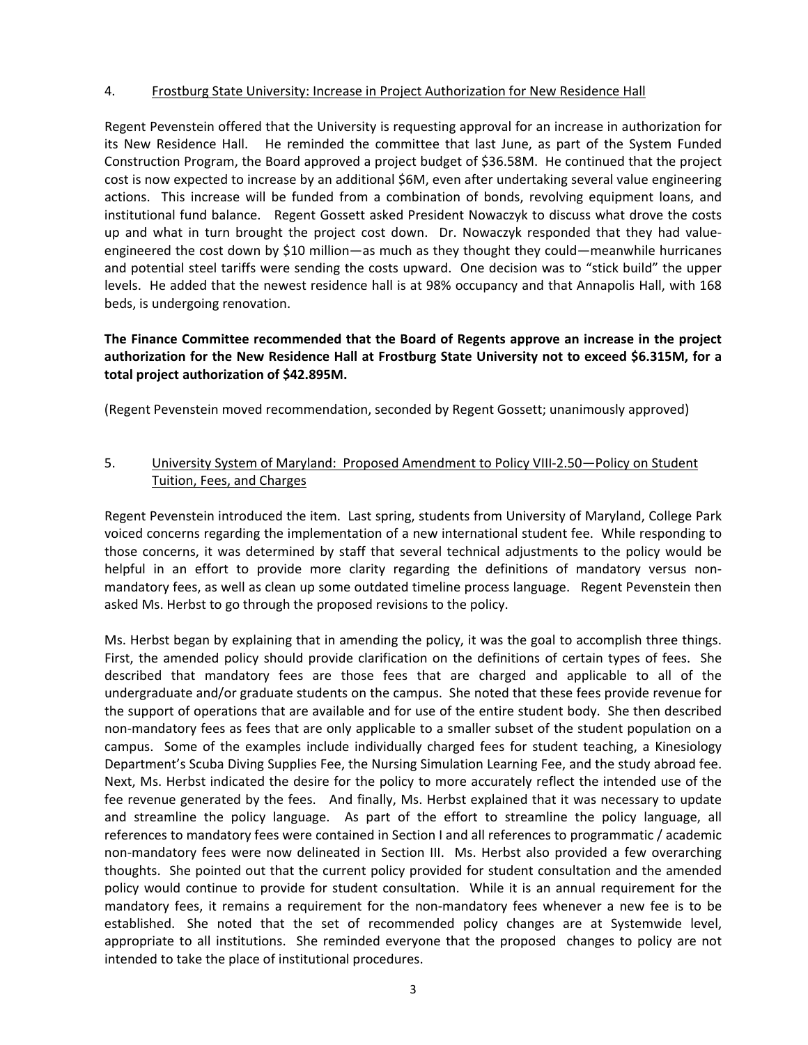4. Frostburg State University: Increase in Project Authorization for New Residence Hall

Regent Pevenstein offered that the University is requesting approval for an increase in authorization for its New Residence Hall. He reminded the committee that last June, as part of the System Funded Construction Program, the Board approved a project budget of $36.58M. He continued that the project cost is now expected to increase by an additional $6M, even after undertaking several value engineering actions. This increase will be funded from a combination of bonds, revolving equipment loans, and institutional fund balance. Regent Gossett asked President Nowaczyk to discuss what drove the costs up and what in turn brought the project cost down. Dr. Nowaczyk responded that they had value-engineered the cost down by $10 million—as much as they thought they could—meanwhile hurricanes and potential steel tariffs were sending the costs upward. One decision was to "stick build" the upper levels. He added that the newest residence hall is at 98% occupancy and that Annapolis Hall, with 168 beds, is undergoing renovation.

**The Finance Committee recommended that the Board of Regents approve an increase in the project authorization for the New Residence Hall at Frostburg State University not to exceed $6.315M, for a total project authorization of $42.895M.**

(Regent Pevenstein moved recommendation, seconded by Regent Gossett; unanimously approved)

5. University System of Maryland: Proposed Amendment to Policy VIII-2.50—Policy on Student Tuition, Fees, and Charges

Regent Pevenstein introduced the item. Last spring, students from University of Maryland, College Park voiced concerns regarding the implementation of a new international student fee. While responding to those concerns, it was determined by staff that several technical adjustments to the policy would be helpful in an effort to provide more clarity regarding the definitions of mandatory versus non-mandatory fees, as well as clean up some outdated timeline process language. Regent Pevenstein then asked Ms. Herbst to go through the proposed revisions to the policy.

Ms. Herbst began by explaining that in amending the policy, it was the goal to accomplish three things. First, the amended policy should provide clarification on the definitions of certain types of fees. She described that mandatory fees are those fees that are charged and applicable to all of the undergraduate and/or graduate students on the campus. She noted that these fees provide revenue for the support of operations that are available and for use of the entire student body. She then described non-mandatory fees as fees that are only applicable to a smaller subset of the student population on a campus. Some of the examples include individually charged fees for student teaching, a Kinesiology Department's Scuba Diving Supplies Fee, the Nursing Simulation Learning Fee, and the study abroad fee. Next, Ms. Herbst indicated the desire for the policy to more accurately reflect the intended use of the fee revenue generated by the fees. And finally, Ms. Herbst explained that it was necessary to update and streamline the policy language. As part of the effort to streamline the policy language, all references to mandatory fees were contained in Section I and all references to programmatic / academic non-mandatory fees were now delineated in Section III. Ms. Herbst also provided a few overarching thoughts. She pointed out that the current policy provided for student consultation and the amended policy would continue to provide for student consultation. While it is an annual requirement for the mandatory fees, it remains a requirement for the non-mandatory fees whenever a new fee is to be established. She noted that the set of recommended policy changes are at Systemwide level, appropriate to all institutions. She reminded everyone that the proposed changes to policy are not intended to take the place of institutional procedures.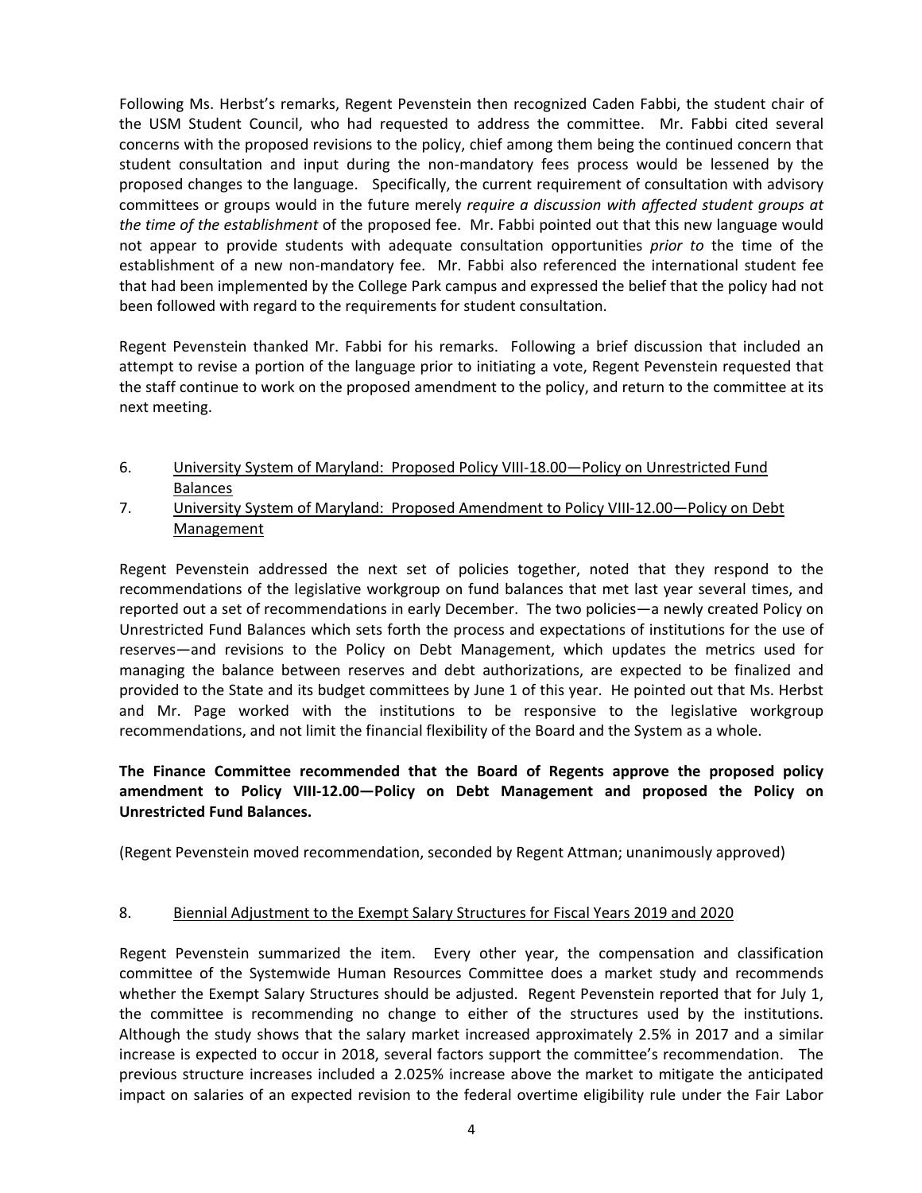Following Ms. Herbst's remarks, Regent Pevenstein then recognized Caden Fabbi, the student chair of the USM Student Council, who had requested to address the committee. Mr. Fabbi cited several concerns with the proposed revisions to the policy, chief among them being the continued concern that student consultation and input during the non-mandatory fees process would be lessened by the proposed changes to the language. Specifically, the current requirement of consultation with advisory committees or groups would in the future merely *require a discussion with affected student groups at the time of the establishment* of the proposed fee. Mr. Fabbi pointed out that this new language would not appear to provide students with adequate consultation opportunities *prior to* the time of the establishment of a new non-mandatory fee. Mr. Fabbi also referenced the international student fee that had been implemented by the College Park campus and expressed the belief that the policy had not been followed with regard to the requirements for student consultation.

Regent Pevenstein thanked Mr. Fabbi for his remarks. Following a brief discussion that included an attempt to revise a portion of the language prior to initiating a vote, Regent Pevenstein requested that the staff continue to work on the proposed amendment to the policy, and return to the committee at its next meeting.

6. <u>University System of Maryland: Proposed Policy VIII-18.00—Policy on Unrestricted Fund Balances</u>
7. <u>University System of Maryland: Proposed Amendment to Policy VIII-12.00—Policy on Debt Management</u>

Regent Pevenstein addressed the next set of policies together, noted that they respond to the recommendations of the legislative workgroup on fund balances that met last year several times, and reported out a set of recommendations in early December. The two policies—a newly created Policy on Unrestricted Fund Balances which sets forth the process and expectations of institutions for the use of reserves—and revisions to the Policy on Debt Management, which updates the metrics used for managing the balance between reserves and debt authorizations, are expected to be finalized and provided to the State and its budget committees by June 1 of this year. He pointed out that Ms. Herbst and Mr. Page worked with the institutions to be responsive to the legislative workgroup recommendations, and not limit the financial flexibility of the Board and the System as a whole.

**The Finance Committee recommended that the Board of Regents approve the proposed policy amendment to Policy VIII-12.00—Policy on Debt Management and proposed the Policy on Unrestricted Fund Balances.**

(Regent Pevenstein moved recommendation, seconded by Regent Attman; unanimously approved)

8. <u>Biennial Adjustment to the Exempt Salary Structures for Fiscal Years 2019 and 2020</u>

Regent Pevenstein summarized the item. Every other year, the compensation and classification committee of the Systemwide Human Resources Committee does a market study and recommends whether the Exempt Salary Structures should be adjusted. Regent Pevenstein reported that for July 1, the committee is recommending no change to either of the structures used by the institutions. Although the study shows that the salary market increased approximately 2.5% in 2017 and a similar increase is expected to occur in 2018, several factors support the committee's recommendation. The previous structure increases included a 2.025% increase above the market to mitigate the anticipated impact on salaries of an expected revision to the federal overtime eligibility rule under the Fair Labor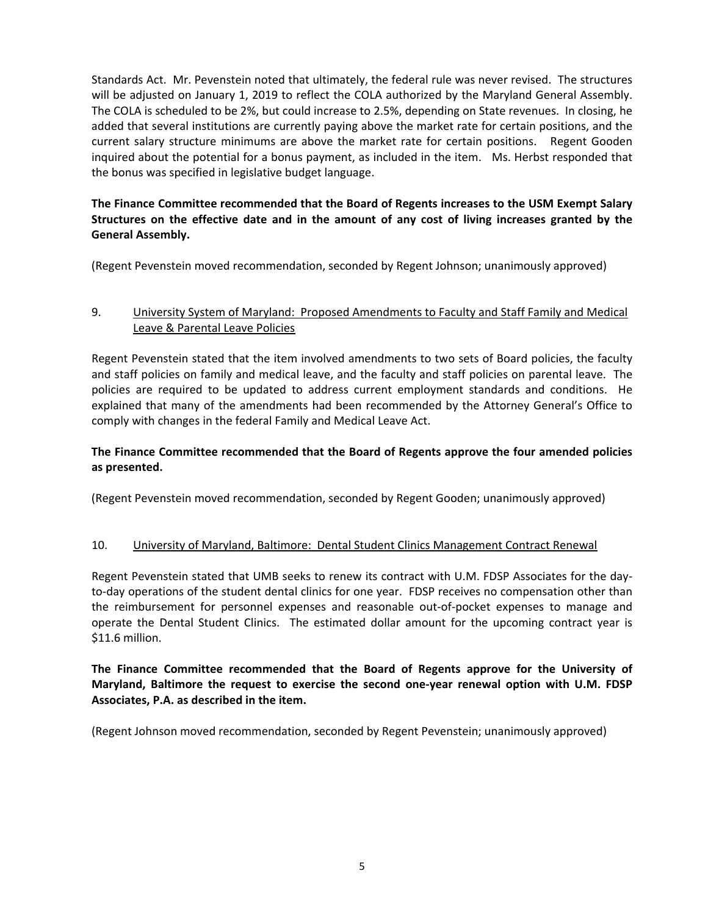Standards Act. Mr. Pevenstein noted that ultimately, the federal rule was never revised. The structures will be adjusted on January 1, 2019 to reflect the COLA authorized by the Maryland General Assembly. The COLA is scheduled to be 2%, but could increase to 2.5%, depending on State revenues. In closing, he added that several institutions are currently paying above the market rate for certain positions, and the current salary structure minimums are above the market rate for certain positions. Regent Gooden inquired about the potential for a bonus payment, as included in the item. Ms. Herbst responded that the bonus was specified in legislative budget language.

**The Finance Committee recommended that the Board of Regents increases to the USM Exempt Salary Structures on the effective date and in the amount of any cost of living increases granted by the General Assembly.**

(Regent Pevenstein moved recommendation, seconded by Regent Johnson; unanimously approved)

9. <u>University System of Maryland: Proposed Amendments to Faculty and Staff Family and Medical Leave & Parental Leave Policies</u>

Regent Pevenstein stated that the item involved amendments to two sets of Board policies, the faculty and staff policies on family and medical leave, and the faculty and staff policies on parental leave. The policies are required to be updated to address current employment standards and conditions. He explained that many of the amendments had been recommended by the Attorney General's Office to comply with changes in the federal Family and Medical Leave Act.

**The Finance Committee recommended that the Board of Regents approve the four amended policies as presented.**

(Regent Pevenstein moved recommendation, seconded by Regent Gooden; unanimously approved)

10. <u>University of Maryland, Baltimore: Dental Student Clinics Management Contract Renewal</u>

Regent Pevenstein stated that UMB seeks to renew its contract with U.M. FDSP Associates for the day-to-day operations of the student dental clinics for one year. FDSP receives no compensation other than the reimbursement for personnel expenses and reasonable out-of-pocket expenses to manage and operate the Dental Student Clinics. The estimated dollar amount for the upcoming contract year is $11.6 million.

**The Finance Committee recommended that the Board of Regents approve for the University of Maryland, Baltimore the request to exercise the second one-year renewal option with U.M. FDSP Associates, P.A. as described in the item.**

(Regent Johnson moved recommendation, seconded by Regent Pevenstein; unanimously approved)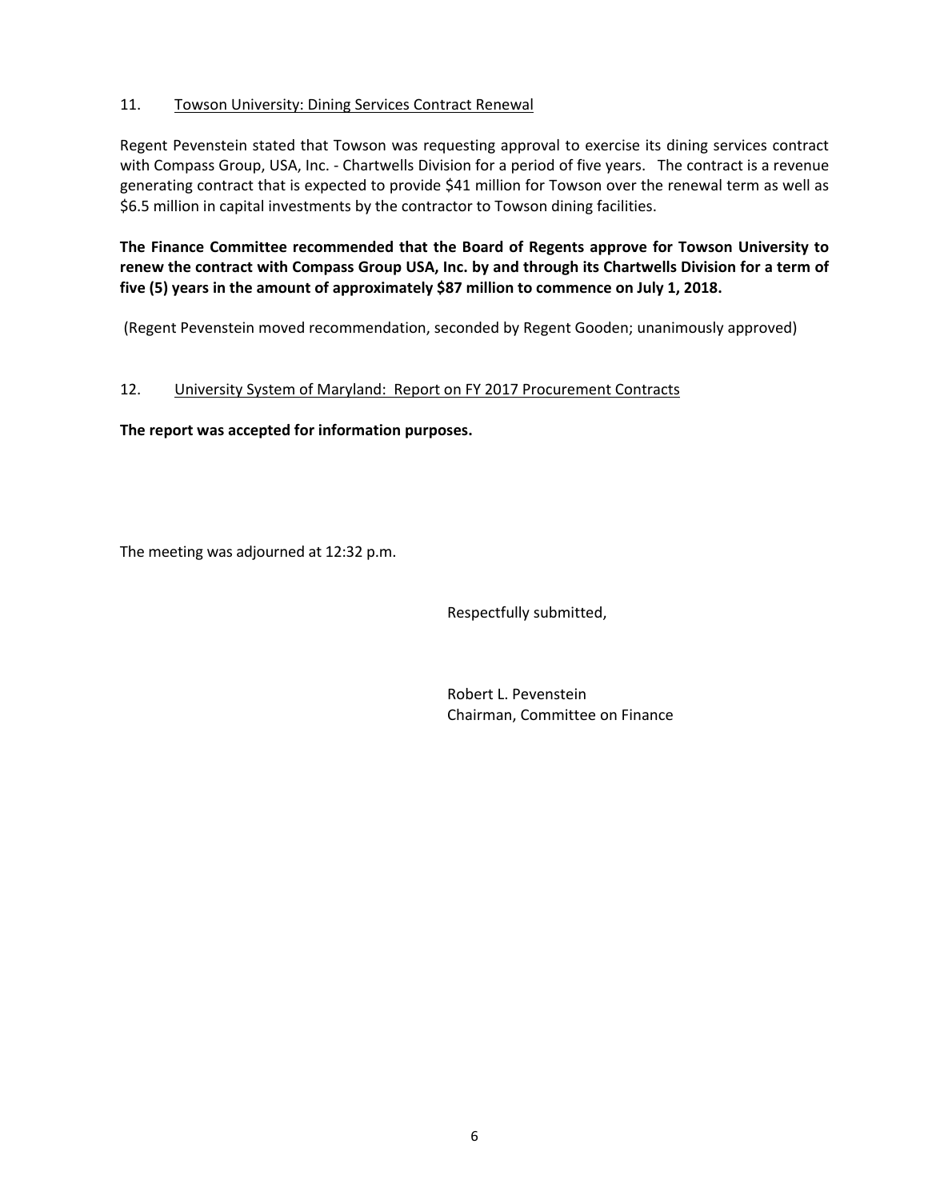11. <u>Towson University: Dining Services Contract Renewal</u>

Regent Pevenstein stated that Towson was requesting approval to exercise its dining services contract with Compass Group, USA, Inc. - Chartwells Division for a period of five years. The contract is a revenue generating contract that is expected to provide $41 million for Towson over the renewal term as well as $6.5 million in capital investments by the contractor to Towson dining facilities.

**The Finance Committee recommended that the Board of Regents approve for Towson University to renew the contract with Compass Group USA, Inc. by and through its Chartwells Division for a term of five (5) years in the amount of approximately $87 million to commence on July 1, 2018.**

(Regent Pevenstein moved recommendation, seconded by Regent Gooden; unanimously approved)

12. <u>University System of Maryland: Report on FY 2017 Procurement Contracts</u>

**The report was accepted for information purposes.**

The meeting was adjourned at 12:32 p.m.

Respectfully submitted,

Robert L. Pevenstein
Chairman, Committee on Finance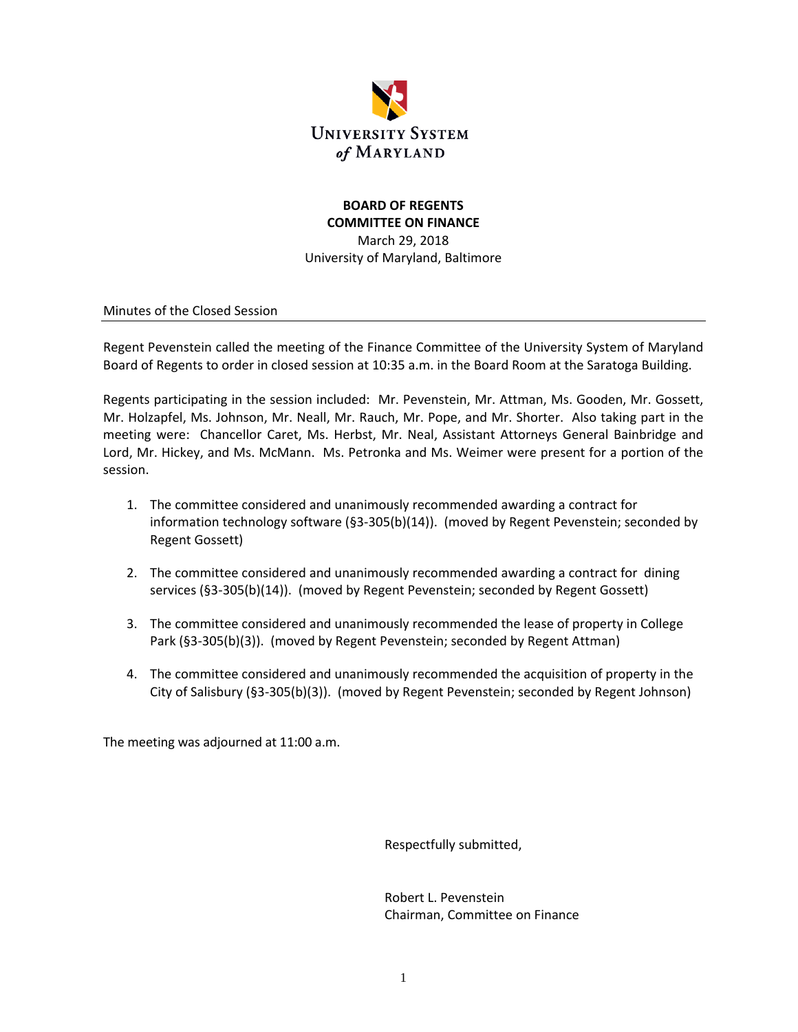UNIVERSITY SYSTEM *of* MARYLAND

**BOARD OF REGENTS**
**COMMITTEE ON FINANCE**
March 29, 2018
University of Maryland, Baltimore

Minutes of the Closed Session

---

Regent Pevenstein called the meeting of the Finance Committee of the University System of Maryland Board of Regents to order in closed session at 10:35 a.m. in the Board Room at the Saratoga Building.

Regents participating in the session included: Mr. Pevenstein, Mr. Attman, Ms. Gooden, Mr. Gossett, Mr. Holzapfel, Ms. Johnson, Mr. Neall, Mr. Rauch, Mr. Pope, and Mr. Shorter. Also taking part in the meeting were: Chancellor Caret, Ms. Herbst, Mr. Neal, Assistant Attorneys General Bainbridge and Lord, Mr. Hickey, and Ms. McMann. Ms. Petronka and Ms. Weimer were present for a portion of the session.

1. The committee considered and unanimously recommended awarding a contract for information technology software (§3-305(b)(14)). (moved by Regent Pevenstein; seconded by Regent Gossett)

2. The committee considered and unanimously recommended awarding a contract for dining services (§3-305(b)(14)). (moved by Regent Pevenstein; seconded by Regent Gossett)

3. The committee considered and unanimously recommended the lease of property in College Park (§3-305(b)(3)). (moved by Regent Pevenstein; seconded by Regent Attman)

4. The committee considered and unanimously recommended the acquisition of property in the City of Salisbury (§3-305(b)(3)). (moved by Regent Pevenstein; seconded by Regent Johnson)

The meeting was adjourned at 11:00 a.m.

Respectfully submitted,

Robert L. Pevenstein
Chairman, Committee on Finance